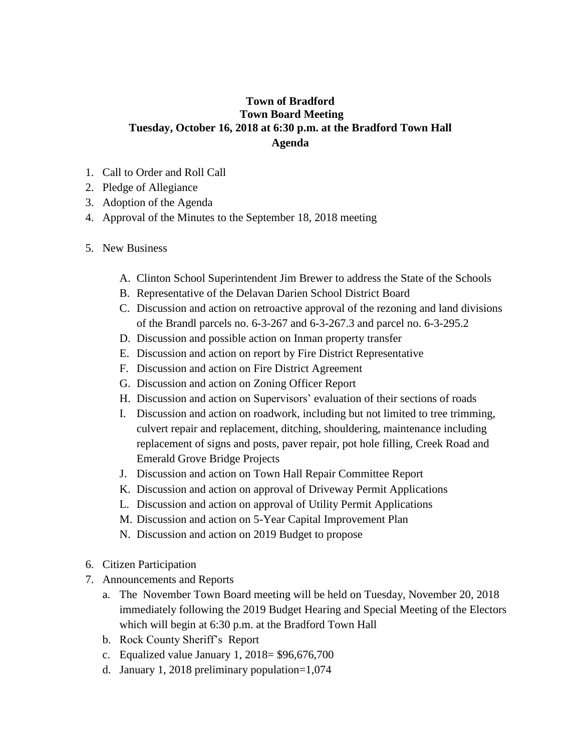# Town of Bradford
## Town Board Meeting
## Tuesday, October 16, 2018 at 6:30 p.m. at the Bradford Town Hall
## Agenda

1. Call to Order and Roll Call
2. Pledge of Allegiance
3. Adoption of the Agenda
4. Approval of the Minutes to the September 18, 2018 meeting

5. New Business

   A. Clinton School Superintendent Jim Brewer to address the State of the Schools
   B. Representative of the Delavan Darien School District Board
   C. Discussion and action on retroactive approval of the rezoning and land divisions of the Brandl parcels no. 6-3-267 and 6-3-267.3 and parcel no. 6-3-295.2
   D. Discussion and possible action on Inman property transfer
   E. Discussion and action on report by Fire District Representative
   F. Discussion and action on Fire District Agreement
   G. Discussion and action on Zoning Officer Report
   H. Discussion and action on Supervisors' evaluation of their sections of roads
   I. Discussion and action on roadwork, including but not limited to tree trimming, culvert repair and replacement, ditching, shouldering, maintenance including replacement of signs and posts, paver repair, pot hole filling, Creek Road and Emerald Grove Bridge Projects
   J. Discussion and action on Town Hall Repair Committee Report
   K. Discussion and action on approval of Driveway Permit Applications
   L. Discussion and action on approval of Utility Permit Applications
   M. Discussion and action on 5-Year Capital Improvement Plan
   N. Discussion and action on 2019 Budget to propose

6. Citizen Participation
7. Announcements and Reports
   a. The November Town Board meeting will be held on Tuesday, November 20, 2018 immediately following the 2019 Budget Hearing and Special Meeting of the Electors which will begin at 6:30 p.m. at the Bradford Town Hall
   b. Rock County Sheriff's Report
   c. Equalized value January 1, 2018= $96,676,700
   d. January 1, 2018 preliminary population=1,074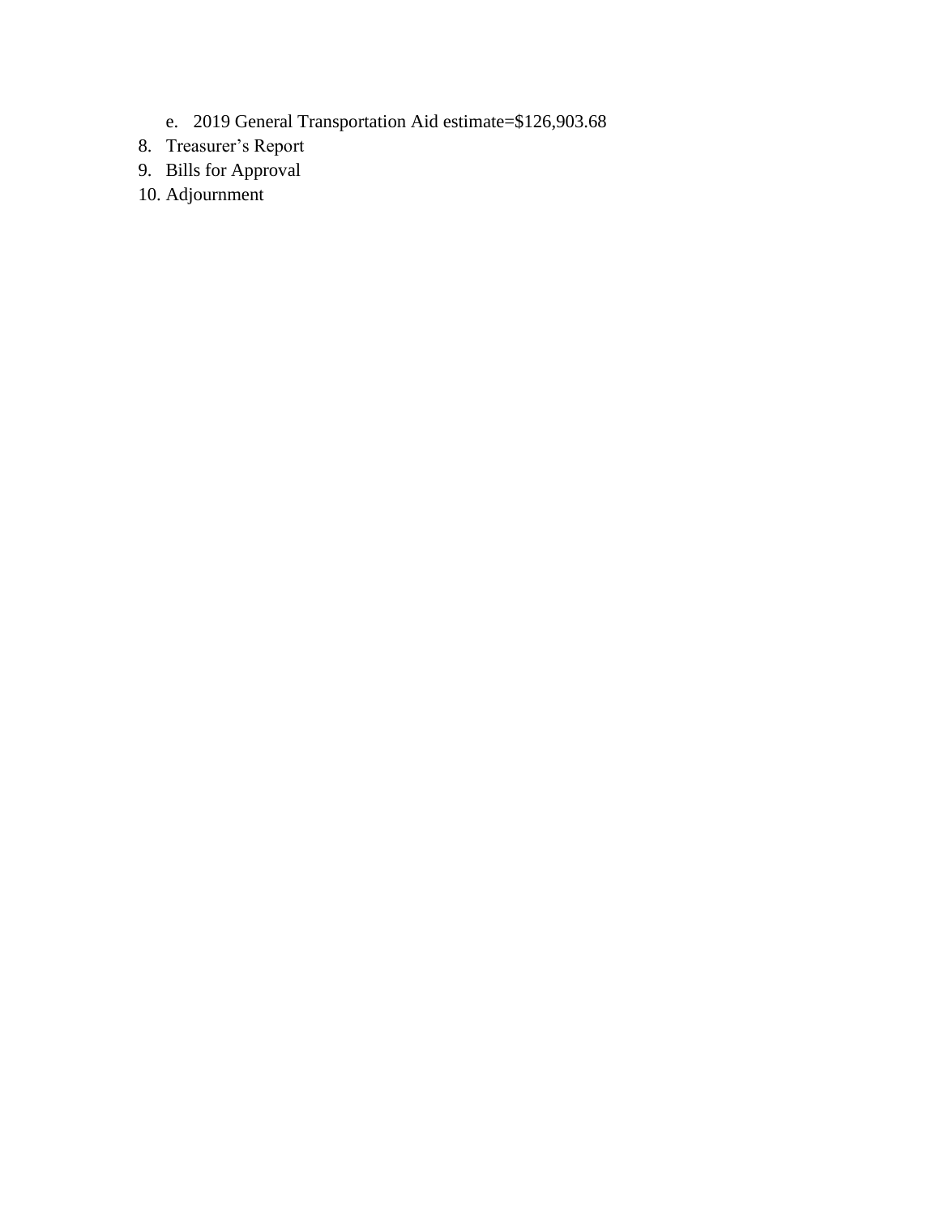e. 2019 General Transportation Aid estimate=$126,903.68

8. Treasurer's Report
9. Bills for Approval
10. Adjournment